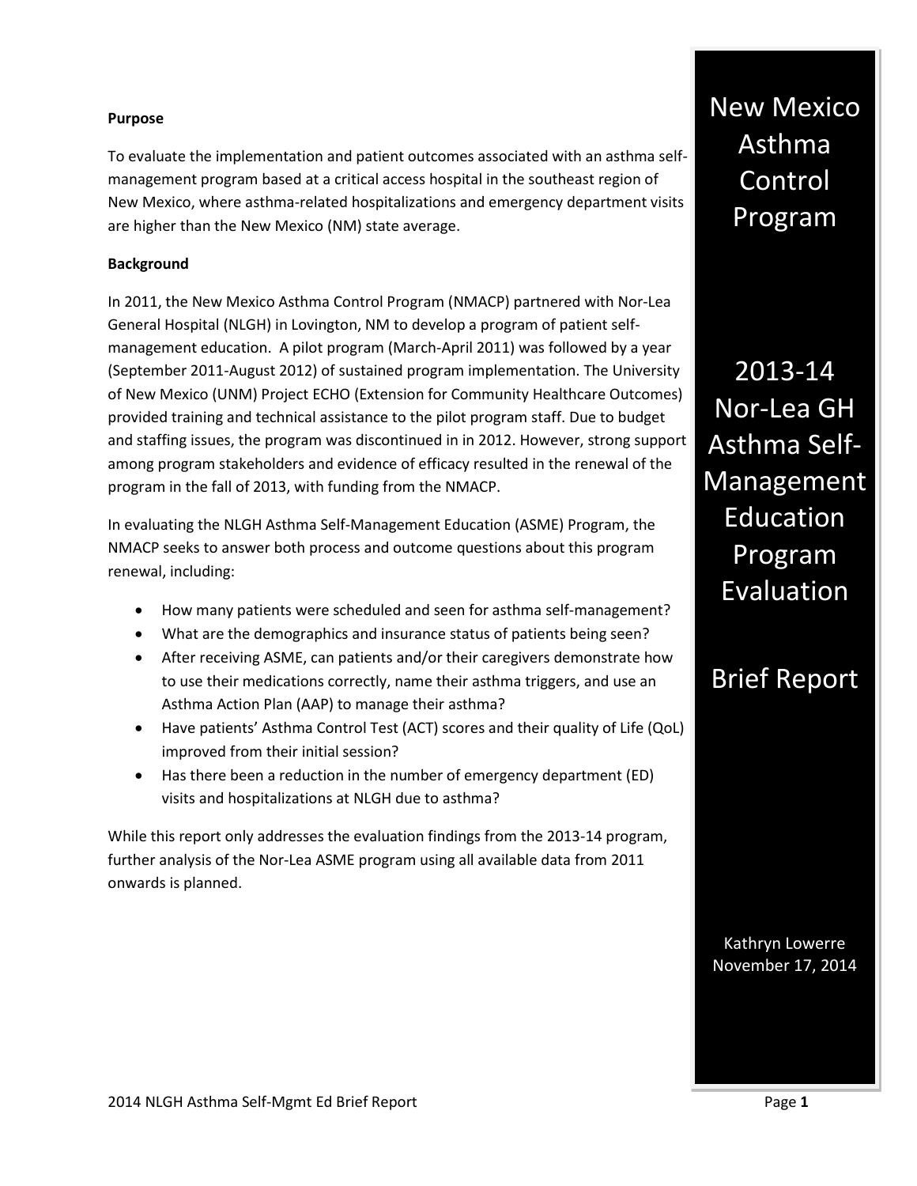# New Mexico Asthma Control Program

# 2013-14 Nor-Lea GH Asthma Self-Management Education Program Evaluation

# Brief Report

Kathryn Lowerre
November 17, 2014

**Purpose**

To evaluate the implementation and patient outcomes associated with an asthma self-management program based at a critical access hospital in the southeast region of New Mexico, where asthma-related hospitalizations and emergency department visits are higher than the New Mexico (NM) state average.

**Background**

In 2011, the New Mexico Asthma Control Program (NMACP) partnered with Nor-Lea General Hospital (NLGH) in Lovington, NM to develop a program of patient self-management education. A pilot program (March-April 2011) was followed by a year (September 2011-August 2012) of sustained program implementation. The University of New Mexico (UNM) Project ECHO (Extension for Community Healthcare Outcomes) provided training and technical assistance to the pilot program staff. Due to budget and staffing issues, the program was discontinued in in 2012. However, strong support among program stakeholders and evidence of efficacy resulted in the renewal of the program in the fall of 2013, with funding from the NMACP.

In evaluating the NLGH Asthma Self-Management Education (ASME) Program, the NMACP seeks to answer both process and outcome questions about this program renewal, including:

- How many patients were scheduled and seen for asthma self-management?
- What are the demographics and insurance status of patients being seen?
- After receiving ASME, can patients and/or their caregivers demonstrate how to use their medications correctly, name their asthma triggers, and use an Asthma Action Plan (AAP) to manage their asthma?
- Have patients' Asthma Control Test (ACT) scores and their quality of Life (QoL) improved from their initial session?
- Has there been a reduction in the number of emergency department (ED) visits and hospitalizations at NLGH due to asthma?

While this report only addresses the evaluation findings from the 2013-14 program, further analysis of the Nor-Lea ASME program using all available data from 2011 onwards is planned.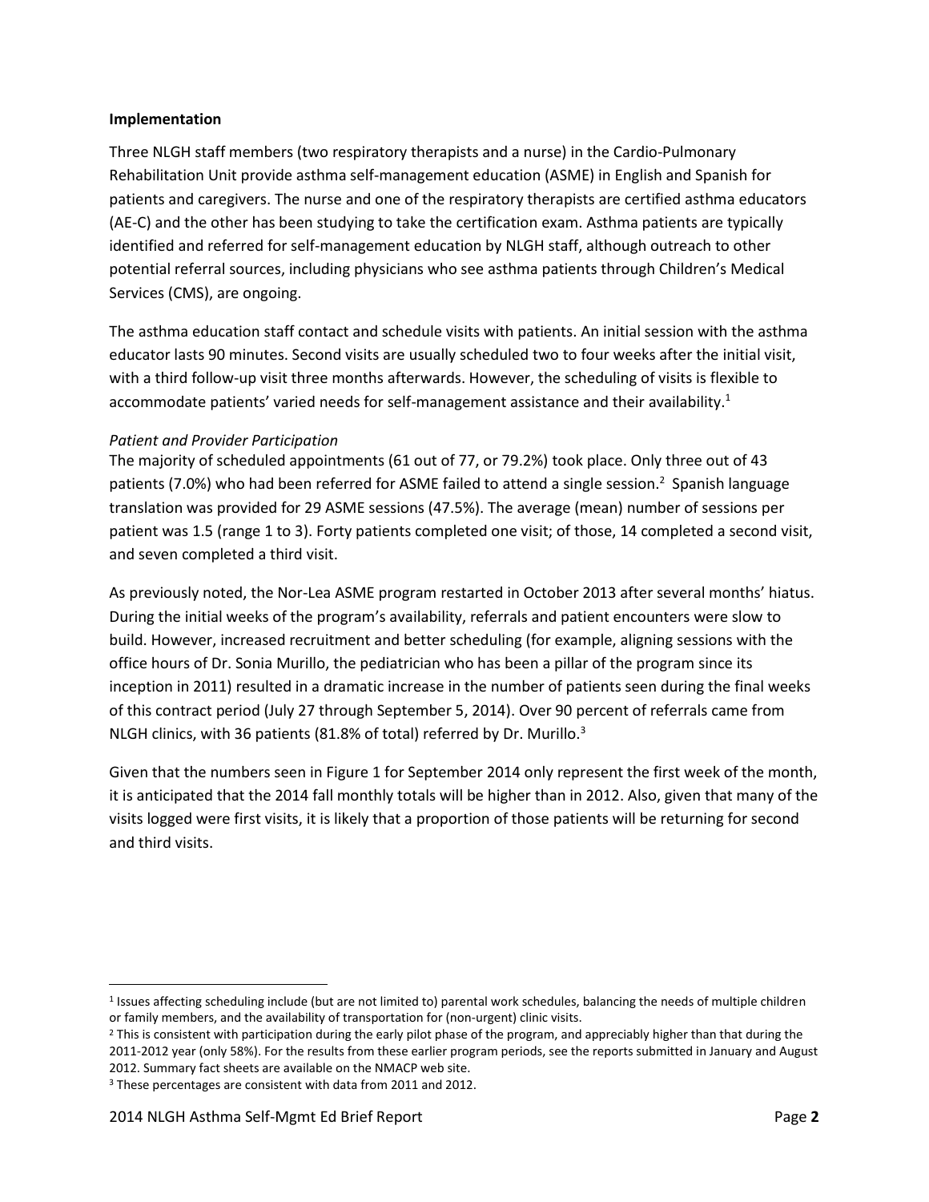**Implementation**

Three NLGH staff members (two respiratory therapists and a nurse) in the Cardio-Pulmonary Rehabilitation Unit provide asthma self-management education (ASME) in English and Spanish for patients and caregivers. The nurse and one of the respiratory therapists are certified asthma educators (AE-C) and the other has been studying to take the certification exam. Asthma patients are typically identified and referred for self-management education by NLGH staff, although outreach to other potential referral sources, including physicians who see asthma patients through Children's Medical Services (CMS), are ongoing.

The asthma education staff contact and schedule visits with patients. An initial session with the asthma educator lasts 90 minutes. Second visits are usually scheduled two to four weeks after the initial visit, with a third follow-up visit three months afterwards. However, the scheduling of visits is flexible to accommodate patients' varied needs for self-management assistance and their availability.[1]

*Patient and Provider Participation*

The majority of scheduled appointments (61 out of 77, or 79.2%) took place. Only three out of 43 patients (7.0%) who had been referred for ASME failed to attend a single session.[2] Spanish language translation was provided for 29 ASME sessions (47.5%). The average (mean) number of sessions per patient was 1.5 (range 1 to 3). Forty patients completed one visit; of those, 14 completed a second visit, and seven completed a third visit.

As previously noted, the Nor-Lea ASME program restarted in October 2013 after several months' hiatus. During the initial weeks of the program's availability, referrals and patient encounters were slow to build. However, increased recruitment and better scheduling (for example, aligning sessions with the office hours of Dr. Sonia Murillo, the pediatrician who has been a pillar of the program since its inception in 2011) resulted in a dramatic increase in the number of patients seen during the final weeks of this contract period (July 27 through September 5, 2014). Over 90 percent of referrals came from NLGH clinics, with 36 patients (81.8% of total) referred by Dr. Murillo.[3]

Given that the numbers seen in Figure 1 for September 2014 only represent the first week of the month, it is anticipated that the 2014 fall monthly totals will be higher than in 2012. Also, given that many of the visits logged were first visits, it is likely that a proportion of those patients will be returning for second and third visits.

---

[1] Issues affecting scheduling include (but are not limited to) parental work schedules, balancing the needs of multiple children or family members, and the availability of transportation for (non-urgent) clinic visits.

[2] This is consistent with participation during the early pilot phase of the program, and appreciably higher than that during the 2011-2012 year (only 58%). For the results from these earlier program periods, see the reports submitted in January and August 2012. Summary fact sheets are available on the NMACP web site.

[3] These percentages are consistent with data from 2011 and 2012.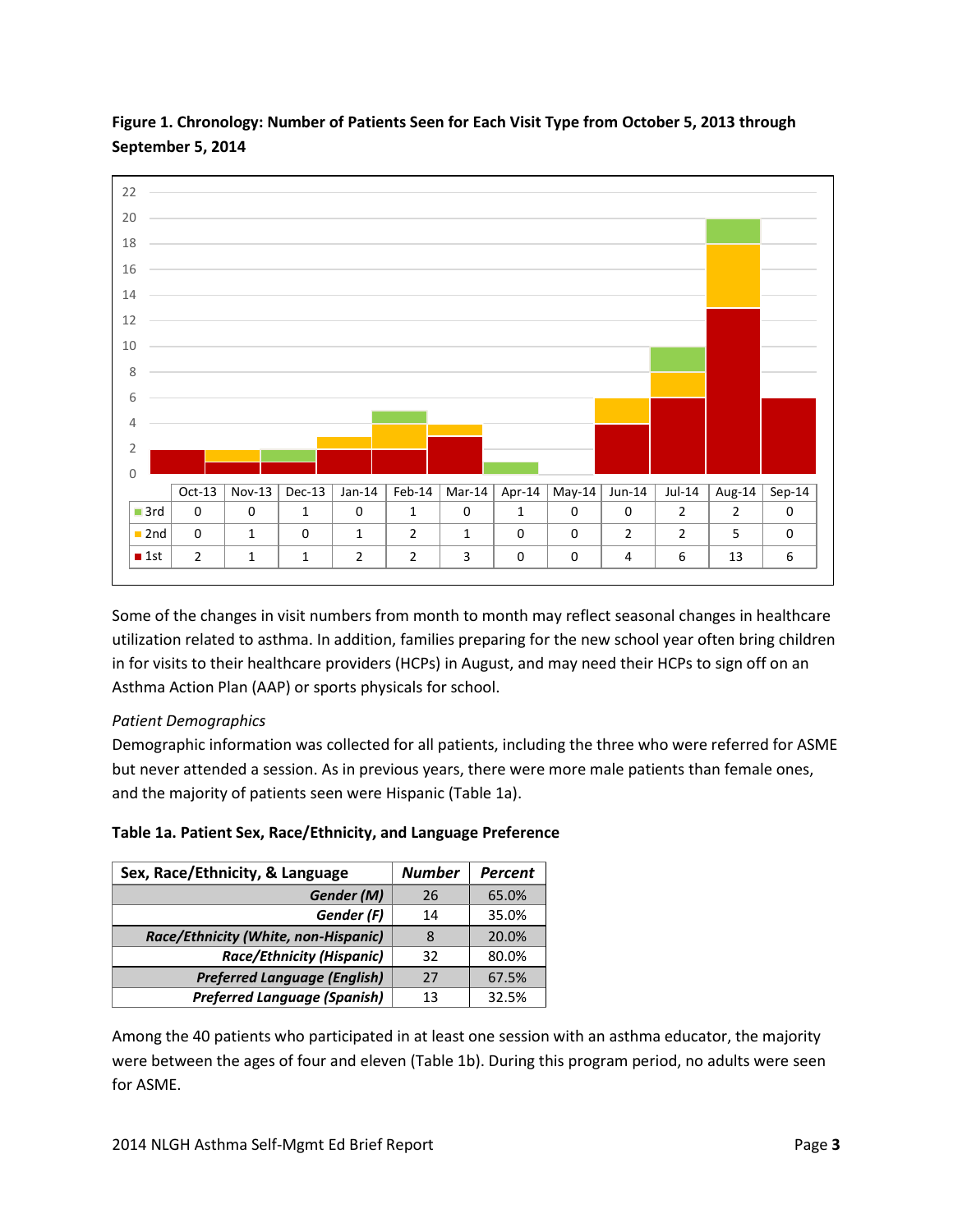**Figure 1. Chronology: Number of Patients Seen for Each Visit Type from October 5, 2013 through September 5, 2014**

| | Oct-13 | Nov-13 | Dec-13 | Jan-14 | Feb-14 | Mar-14 | Apr-14 | May-14 | Jun-14 | Jul-14 | Aug-14 | Sep-14 |
|---|---|---|---|---|---|---|---|---|---|---|---|---|
| 3rd | 0 | 0 | 1 | 0 | 1 | 0 | 1 | 0 | 0 | 2 | 2 | 0 |
| 2nd | 0 | 1 | 0 | 1 | 2 | 1 | 0 | 0 | 2 | 2 | 5 | 0 |
| 1st | 2 | 1 | 1 | 2 | 2 | 3 | 0 | 0 | 4 | 6 | 13 | 6 |

Some of the changes in visit numbers from month to month may reflect seasonal changes in healthcare utilization related to asthma. In addition, families preparing for the new school year often bring children in for visits to their healthcare providers (HCPs) in August, and may need their HCPs to sign off on an Asthma Action Plan (AAP) or sports physicals for school.

*Patient Demographics*

Demographic information was collected for all patients, including the three who were referred for ASME but never attended a session. As in previous years, there were more male patients than female ones, and the majority of patients seen were Hispanic (Table 1a).

**Table 1a. Patient Sex, Race/Ethnicity, and Language Preference**

| Sex, Race/Ethnicity, & Language | *Number* | *Percent* |
|---|---|---|
| ***Gender (M)*** | 26 | 65.0% |
| ***Gender (F)*** | 14 | 35.0% |
| ***Race/Ethnicity (White, non-Hispanic)*** | 8 | 20.0% |
| ***Race/Ethnicity (Hispanic)*** | 32 | 80.0% |
| ***Preferred Language (English)*** | 27 | 67.5% |
| ***Preferred Language (Spanish)*** | 13 | 32.5% |

Among the 40 patients who participated in at least one session with an asthma educator, the majority were between the ages of four and eleven (Table 1b). During this program period, no adults were seen for ASME.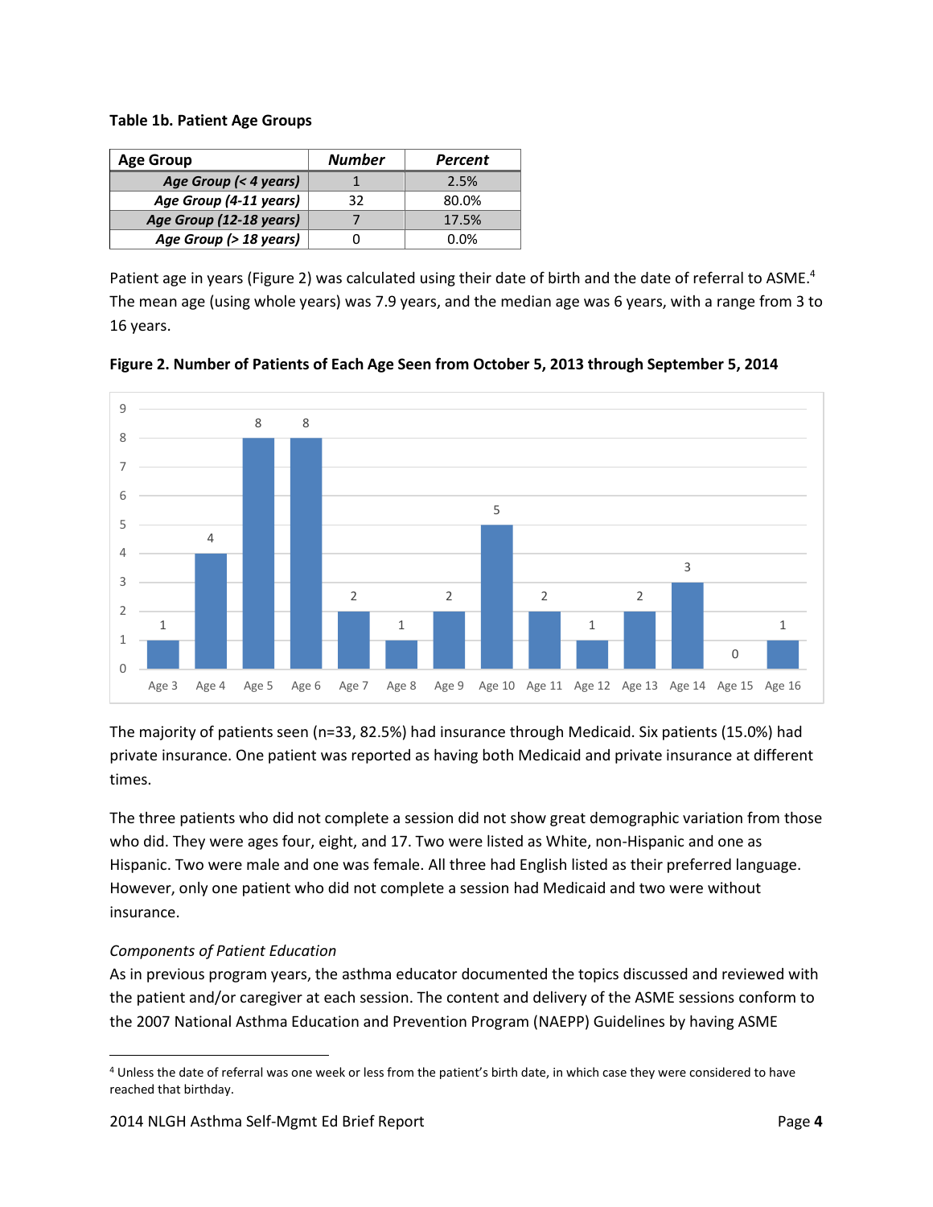**Table 1b. Patient Age Groups**

| Age Group | Number | Percent |
|---|---|---|
| *Age Group (< 4 years)* | 1 | 2.5% |
| *Age Group (4-11 years)* | 32 | 80.0% |
| *Age Group (12-18 years)* | 7 | 17.5% |
| *Age Group (> 18 years)* | 0 | 0.0% |

Patient age in years (Figure 2) was calculated using their date of birth and the date of referral to ASME.[4] The mean age (using whole years) was 7.9 years, and the median age was 6 years, with a range from 3 to 16 years.

**Figure 2. Number of Patients of Each Age Seen from October 5, 2013 through September 5, 2014**

| Age | Number of Patients |
|---|---|
| Age 3 | 1 |
| Age 4 | 4 |
| Age 5 | 8 |
| Age 6 | 8 |
| Age 7 | 2 |
| Age 8 | 1 |
| Age 9 | 2 |
| Age 10 | 5 |
| Age 11 | 2 |
| Age 12 | 1 |
| Age 13 | 2 |
| Age 14 | 3 |
| Age 15 | 0 |
| Age 16 | 1 |

The majority of patients seen (n=33, 82.5%) had insurance through Medicaid. Six patients (15.0%) had private insurance. One patient was reported as having both Medicaid and private insurance at different times.

The three patients who did not complete a session did not show great demographic variation from those who did. They were ages four, eight, and 17. Two were listed as White, non-Hispanic and one as Hispanic. Two were male and one was female. All three had English listed as their preferred language. However, only one patient who did not complete a session had Medicaid and two were without insurance.

*Components of Patient Education*

As in previous program years, the asthma educator documented the topics discussed and reviewed with the patient and/or caregiver at each session. The content and delivery of the ASME sessions conform to the 2007 National Asthma Education and Prevention Program (NAEPP) Guidelines by having ASME

[4] Unless the date of referral was one week or less from the patient's birth date, in which case they were considered to have reached that birthday.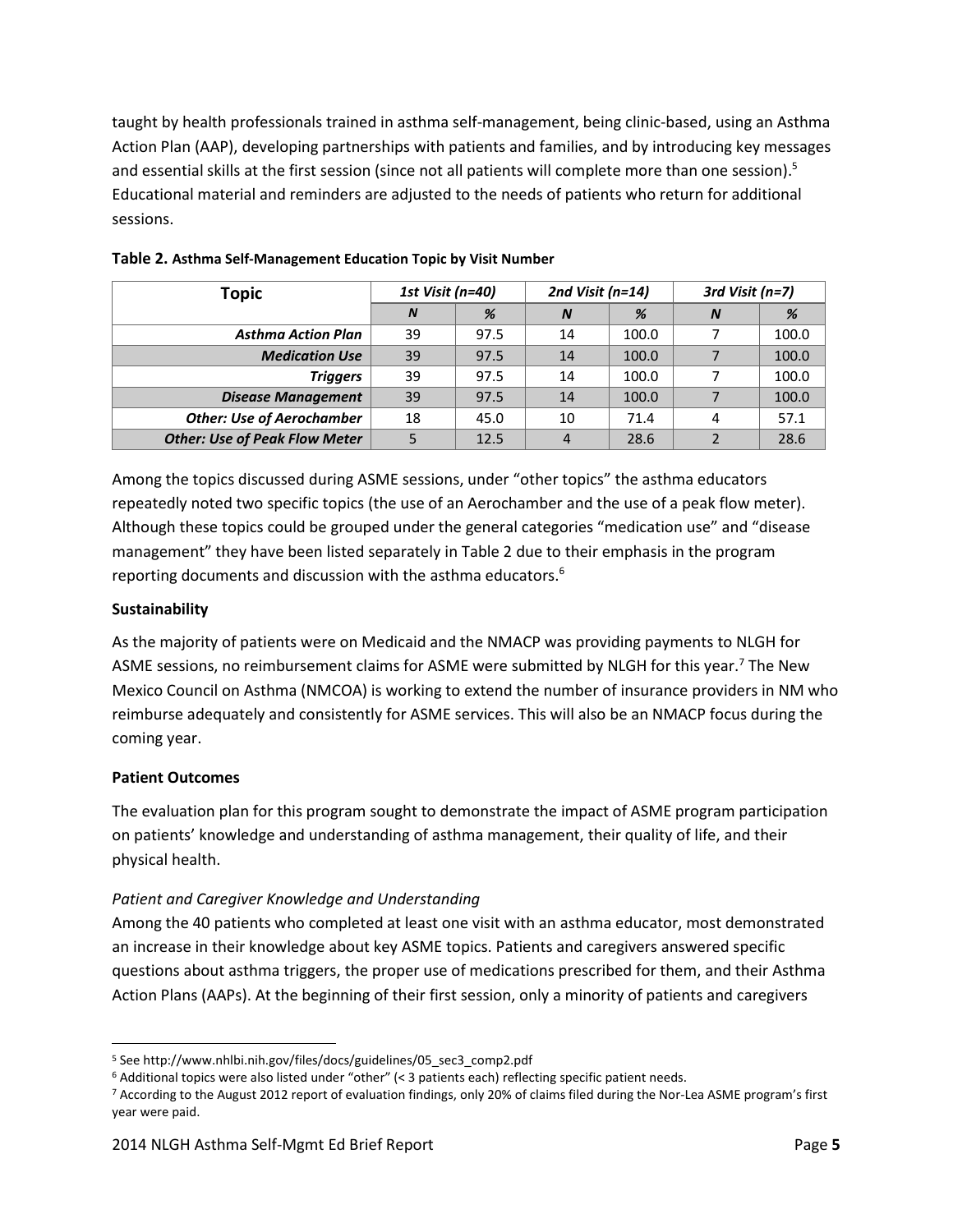taught by health professionals trained in asthma self-management, being clinic-based, using an Asthma Action Plan (AAP), developing partnerships with patients and families, and by introducing key messages and essential skills at the first session (since not all patients will complete more than one session).[5] Educational material and reminders are adjusted to the needs of patients who return for additional sessions.

**Table 2. Asthma Self-Management Education Topic by Visit Number**

| Topic | *1st Visit (n=40)* | | *2nd Visit (n=14)* | | *3rd Visit (n=7)* | |
|---|---|---|---|---|---|---|
| | *N* | *%* | *N* | *%* | *N* | *%* |
| ***Asthma Action Plan*** | 39 | 97.5 | 14 | 100.0 | 7 | 100.0 |
| ***Medication Use*** | 39 | 97.5 | 14 | 100.0 | 7 | 100.0 |
| ***Triggers*** | 39 | 97.5 | 14 | 100.0 | 7 | 100.0 |
| ***Disease Management*** | 39 | 97.5 | 14 | 100.0 | 7 | 100.0 |
| ***Other: Use of Aerochamber*** | 18 | 45.0 | 10 | 71.4 | 4 | 57.1 |
| ***Other: Use of Peak Flow Meter*** | 5 | 12.5 | 4 | 28.6 | 2 | 28.6 |

Among the topics discussed during ASME sessions, under "other topics" the asthma educators repeatedly noted two specific topics (the use of an Aerochamber and the use of a peak flow meter). Although these topics could be grouped under the general categories "medication use" and "disease management" they have been listed separately in Table 2 due to their emphasis in the program reporting documents and discussion with the asthma educators.[6]

**Sustainability**

As the majority of patients were on Medicaid and the NMACP was providing payments to NLGH for ASME sessions, no reimbursement claims for ASME were submitted by NLGH for this year.[7] The New Mexico Council on Asthma (NMCOA) is working to extend the number of insurance providers in NM who reimburse adequately and consistently for ASME services. This will also be an NMACP focus during the coming year.

**Patient Outcomes**

The evaluation plan for this program sought to demonstrate the impact of ASME program participation on patients' knowledge and understanding of asthma management, their quality of life, and their physical health.

*Patient and Caregiver Knowledge and Understanding*

Among the 40 patients who completed at least one visit with an asthma educator, most demonstrated an increase in their knowledge about key ASME topics. Patients and caregivers answered specific questions about asthma triggers, the proper use of medications prescribed for them, and their Asthma Action Plans (AAPs). At the beginning of their first session, only a minority of patients and caregivers

[5] See http://www.nhlbi.nih.gov/files/docs/guidelines/05_sec3_comp2.pdf

[6] Additional topics were also listed under "other" (< 3 patients each) reflecting specific patient needs.

[7] According to the August 2012 report of evaluation findings, only 20% of claims filed during the Nor-Lea ASME program's first year were paid.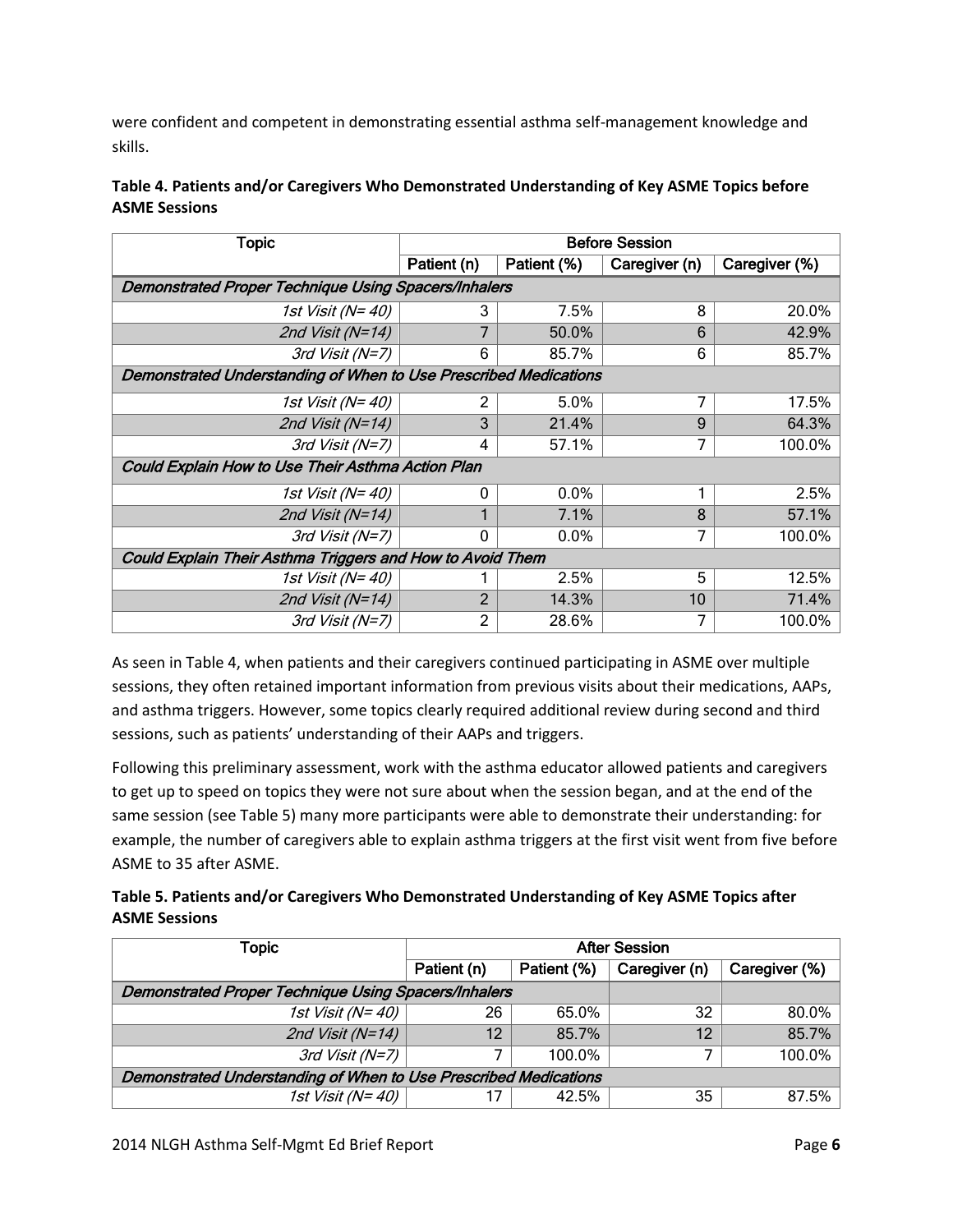were confident and competent in demonstrating essential asthma self-management knowledge and skills.

**Table 4. Patients and/or Caregivers Who Demonstrated Understanding of Key ASME Topics before ASME Sessions**

| Topic | Before Session | | | |
|---|---|---|---|---|
| | Patient (n) | Patient (%) | Caregiver (n) | Caregiver (%) |
| *Demonstrated Proper Technique Using Spacers/Inhalers* | | | | |
| *1st Visit (N= 40)* | 3 | 7.5% | 8 | 20.0% |
| *2nd Visit (N=14)* | 7 | 50.0% | 6 | 42.9% |
| *3rd Visit (N=7)* | 6 | 85.7% | 6 | 85.7% |
| *Demonstrated Understanding of When to Use Prescribed Medications* | | | | |
| *1st Visit (N= 40)* | 2 | 5.0% | 7 | 17.5% |
| *2nd Visit (N=14)* | 3 | 21.4% | 9 | 64.3% |
| *3rd Visit (N=7)* | 4 | 57.1% | 7 | 100.0% |
| *Could Explain How to Use Their Asthma Action Plan* | | | | |
| *1st Visit (N= 40)* | 0 | 0.0% | 1 | 2.5% |
| *2nd Visit (N=14)* | 1 | 7.1% | 8 | 57.1% |
| *3rd Visit (N=7)* | 0 | 0.0% | 7 | 100.0% |
| *Could Explain Their Asthma Triggers and How to Avoid Them* | | | | |
| *1st Visit (N= 40)* | 1 | 2.5% | 5 | 12.5% |
| *2nd Visit (N=14)* | 2 | 14.3% | 10 | 71.4% |
| *3rd Visit (N=7)* | 2 | 28.6% | 7 | 100.0% |

As seen in Table 4, when patients and their caregivers continued participating in ASME over multiple sessions, they often retained important information from previous visits about their medications, AAPs, and asthma triggers. However, some topics clearly required additional review during second and third sessions, such as patients' understanding of their AAPs and triggers.

Following this preliminary assessment, work with the asthma educator allowed patients and caregivers to get up to speed on topics they were not sure about when the session began, and at the end of the same session (see Table 5) many more participants were able to demonstrate their understanding: for example, the number of caregivers able to explain asthma triggers at the first visit went from five before ASME to 35 after ASME.

**Table 5. Patients and/or Caregivers Who Demonstrated Understanding of Key ASME Topics after ASME Sessions**

| Topic | After Session | | | |
|---|---|---|---|---|
| | Patient (n) | Patient (%) | Caregiver (n) | Caregiver (%) |
| *Demonstrated Proper Technique Using Spacers/Inhalers* | | | | |
| *1st Visit (N= 40)* | 26 | 65.0% | 32 | 80.0% |
| *2nd Visit (N=14)* | 12 | 85.7% | 12 | 85.7% |
| *3rd Visit (N=7)* | 7 | 100.0% | 7 | 100.0% |
| *Demonstrated Understanding of When to Use Prescribed Medications* | | | | |
| *1st Visit (N= 40)* | 17 | 42.5% | 35 | 87.5% |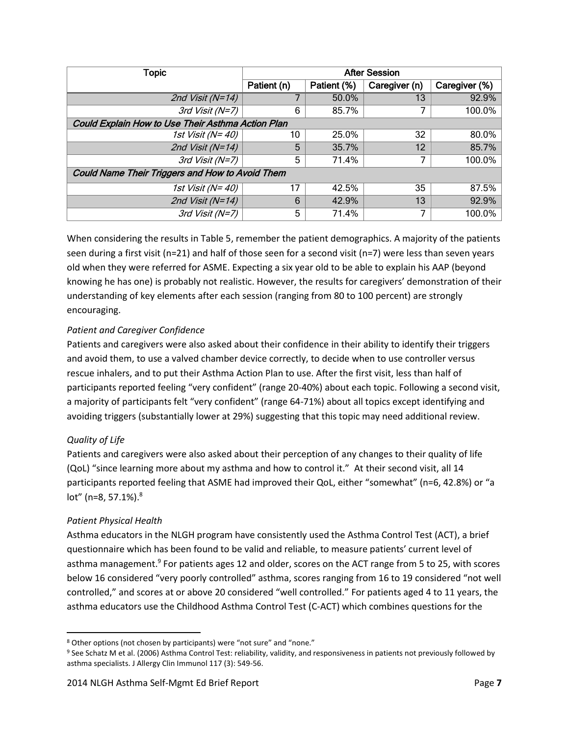| Topic | After Session | | | |
|---|---|---|---|---|
| | Patient (n) | Patient (%) | Caregiver (n) | Caregiver (%) |
| *2nd Visit (N=14)* | 7 | 50.0% | 13 | 92.9% |
| *3rd Visit (N=7)* | 6 | 85.7% | 7 | 100.0% |
| ***Could Explain How to Use Their Asthma Action Plan*** | | | | |
| *1st Visit (N= 40)* | 10 | 25.0% | 32 | 80.0% |
| *2nd Visit (N=14)* | 5 | 35.7% | 12 | 85.7% |
| *3rd Visit (N=7)* | 5 | 71.4% | 7 | 100.0% |
| ***Could Name Their Triggers and How to Avoid Them*** | | | | |
| *1st Visit (N= 40)* | 17 | 42.5% | 35 | 87.5% |
| *2nd Visit (N=14)* | 6 | 42.9% | 13 | 92.9% |
| *3rd Visit (N=7)* | 5 | 71.4% | 7 | 100.0% |

When considering the results in Table 5, remember the patient demographics. A majority of the patients seen during a first visit (n=21) and half of those seen for a second visit (n=7) were less than seven years old when they were referred for ASME. Expecting a six year old to be able to explain his AAP (beyond knowing he has one) is probably not realistic. However, the results for caregivers' demonstration of their understanding of key elements after each session (ranging from 80 to 100 percent) are strongly encouraging.

*Patient and Caregiver Confidence*

Patients and caregivers were also asked about their confidence in their ability to identify their triggers and avoid them, to use a valved chamber device correctly, to decide when to use controller versus rescue inhalers, and to put their Asthma Action Plan to use. After the first visit, less than half of participants reported feeling "very confident" (range 20-40%) about each topic. Following a second visit, a majority of participants felt "very confident" (range 64-71%) about all topics except identifying and avoiding triggers (substantially lower at 29%) suggesting that this topic may need additional review.

*Quality of Life*

Patients and caregivers were also asked about their perception of any changes to their quality of life (QoL) "since learning more about my asthma and how to control it." At their second visit, all 14 participants reported feeling that ASME had improved their QoL, either "somewhat" (n=6, 42.8%) or "a lot" (n=8, 57.1%).[8]

*Patient Physical Health*

Asthma educators in the NLGH program have consistently used the Asthma Control Test (ACT), a brief questionnaire which has been found to be valid and reliable, to measure patients' current level of asthma management.[9] For patients ages 12 and older, scores on the ACT range from 5 to 25, with scores below 16 considered "very poorly controlled" asthma, scores ranging from 16 to 19 considered "not well controlled," and scores at or above 20 considered "well controlled." For patients aged 4 to 11 years, the asthma educators use the Childhood Asthma Control Test (C-ACT) which combines questions for the

[8] Other options (not chosen by participants) were "not sure" and "none."

[9] See Schatz M et al. (2006) Asthma Control Test: reliability, validity, and responsiveness in patients not previously followed by asthma specialists. J Allergy Clin Immunol 117 (3): 549-56.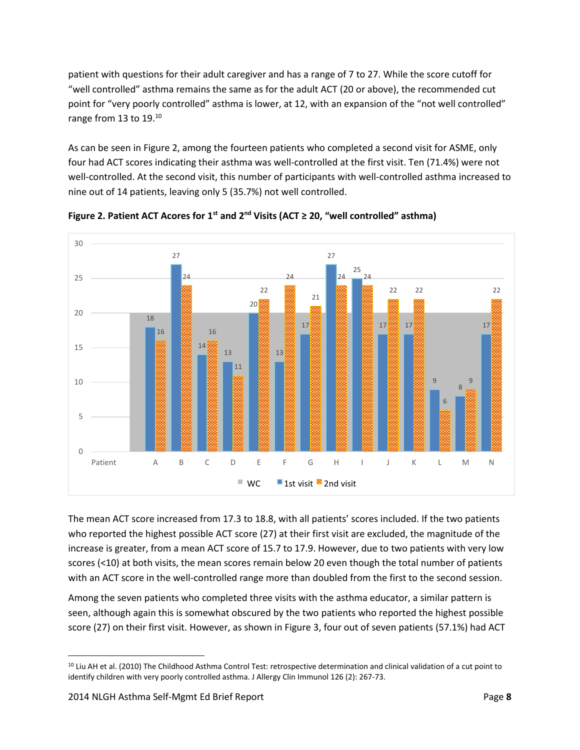patient with questions for their adult caregiver and has a range of 7 to 27. While the score cutoff for "well controlled" asthma remains the same as for the adult ACT (20 or above), the recommended cut point for "very poorly controlled" asthma is lower, at 12, with an expansion of the "not well controlled" range from 13 to 19.[10]

As can be seen in Figure 2, among the fourteen patients who completed a second visit for ASME, only four had ACT scores indicating their asthma was well-controlled at the first visit. Ten (71.4%) were not well-controlled. At the second visit, this number of participants with well-controlled asthma increased to nine out of 14 patients, leaving only 5 (35.7%) not well controlled.

**Figure 2. Patient ACT Acores for 1st and 2nd Visits (ACT ≥ 20, "well controlled" asthma)**

| Patient | A | B | C | D | E | F | G | H | I | J | K | L | M | N |
|---|---|---|---|---|---|---|---|---|---|---|---|---|---|---|
| 1st visit | 18 | 27 | 14 | 13 | 20 | 13 | 17 | 27 | 25 | 17 | 17 | 9 | 8 | 17 |
| 2nd visit | 16 | 24 | 16 | 11 | 22 | 24 | 21 | 24 | 24 | 22 | 22 | 6 | 9 | 22 |

WC = 20

The mean ACT score increased from 17.3 to 18.8, with all patients' scores included. If the two patients who reported the highest possible ACT score (27) at their first visit are excluded, the magnitude of the increase is greater, from a mean ACT score of 15.7 to 17.9. However, due to two patients with very low scores (<10) at both visits, the mean scores remain below 20 even though the total number of patients with an ACT score in the well-controlled range more than doubled from the first to the second session.

Among the seven patients who completed three visits with the asthma educator, a similar pattern is seen, although again this is somewhat obscured by the two patients who reported the highest possible score (27) on their first visit. However, as shown in Figure 3, four out of seven patients (57.1%) had ACT

---

[10] Liu AH et al. (2010) The Childhood Asthma Control Test: retrospective determination and clinical validation of a cut point to identify children with very poorly controlled asthma. J Allergy Clin Immunol 126 (2): 267-73.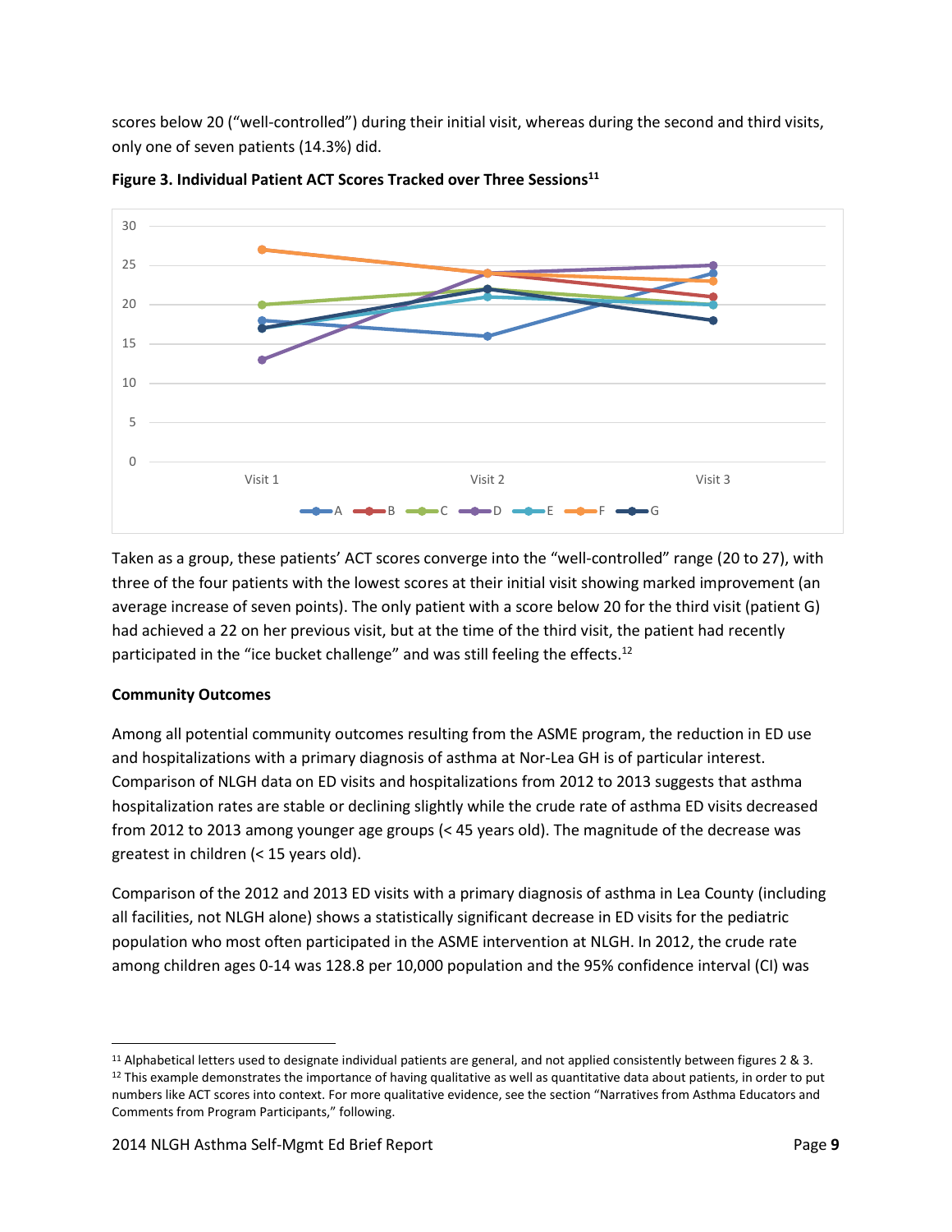scores below 20 ("well-controlled") during their initial visit, whereas during the second and third visits, only one of seven patients (14.3%) did.

**Figure 3. Individual Patient ACT Scores Tracked over Three Sessions**[11]

Taken as a group, these patients' ACT scores converge into the "well-controlled" range (20 to 27), with three of the four patients with the lowest scores at their initial visit showing marked improvement (an average increase of seven points). The only patient with a score below 20 for the third visit (patient G) had achieved a 22 on her previous visit, but at the time of the third visit, the patient had recently participated in the "ice bucket challenge" and was still feeling the effects.[12]

**Community Outcomes**

Among all potential community outcomes resulting from the ASME program, the reduction in ED use and hospitalizations with a primary diagnosis of asthma at Nor-Lea GH is of particular interest. Comparison of NLGH data on ED visits and hospitalizations from 2012 to 2013 suggests that asthma hospitalization rates are stable or declining slightly while the crude rate of asthma ED visits decreased from 2012 to 2013 among younger age groups (< 45 years old). The magnitude of the decrease was greatest in children (< 15 years old).

Comparison of the 2012 and 2013 ED visits with a primary diagnosis of asthma in Lea County (including all facilities, not NLGH alone) shows a statistically significant decrease in ED visits for the pediatric population who most often participated in the ASME intervention at NLGH. In 2012, the crude rate among children ages 0-14 was 128.8 per 10,000 population and the 95% confidence interval (CI) was

[11] Alphabetical letters used to designate individual patients are general, and not applied consistently between figures 2 & 3.

[12] This example demonstrates the importance of having qualitative as well as quantitative data about patients, in order to put numbers like ACT scores into context. For more qualitative evidence, see the section "Narratives from Asthma Educators and Comments from Program Participants," following.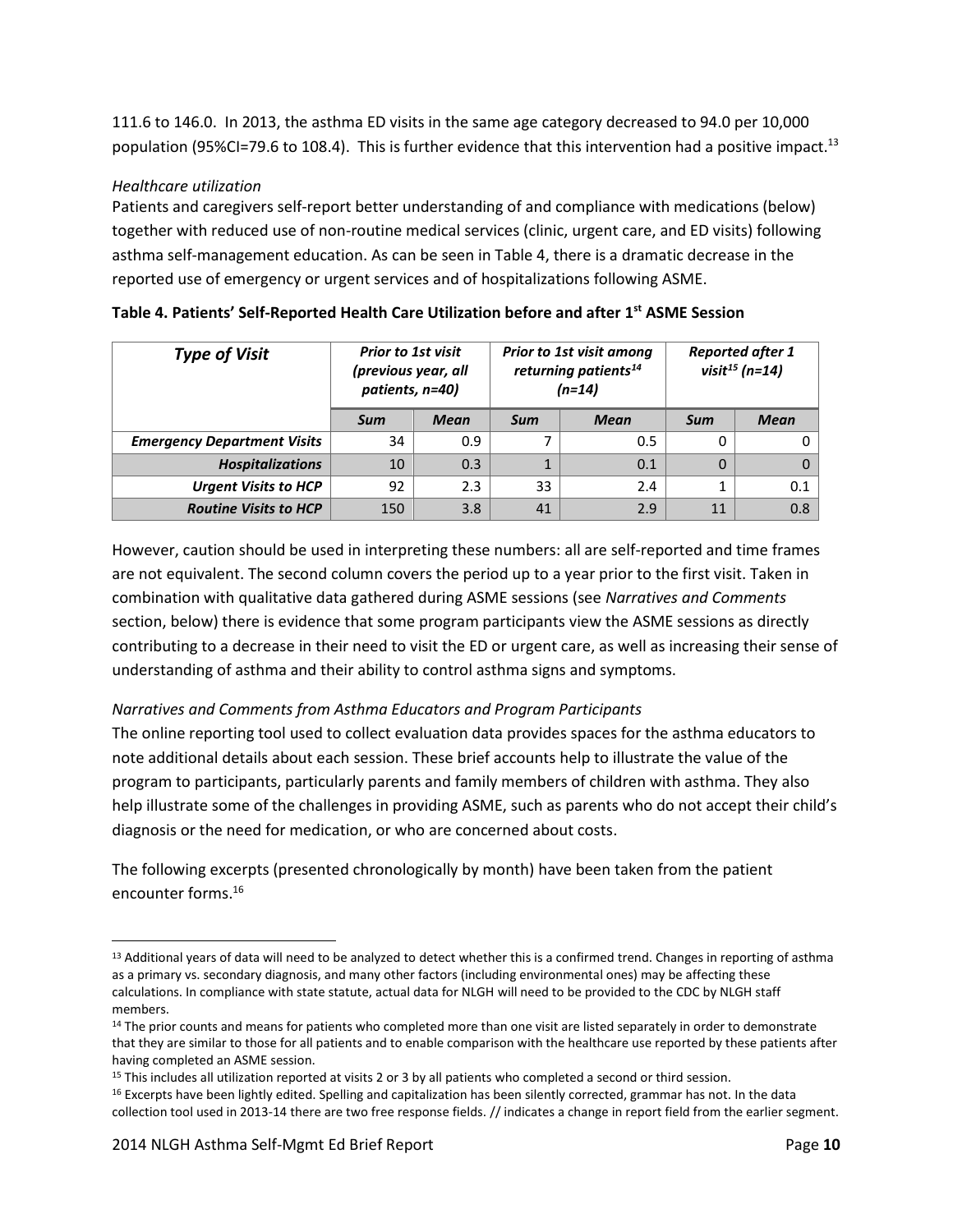111.6 to 146.0. In 2013, the asthma ED visits in the same age category decreased to 94.0 per 10,000 population (95%CI=79.6 to 108.4). This is further evidence that this intervention had a positive impact.[13]

*Healthcare utilization*

Patients and caregivers self-report better understanding of and compliance with medications (below) together with reduced use of non-routine medical services (clinic, urgent care, and ED visits) following asthma self-management education. As can be seen in Table 4, there is a dramatic decrease in the reported use of emergency or urgent services and of hospitalizations following ASME.

**Table 4. Patients' Self-Reported Health Care Utilization before and after 1st ASME Session**

| *Type of Visit* | *Prior to 1st visit (previous year, all patients, n=40)* | | *Prior to 1st visit among returning patients[14] (n=14)* | | *Reported after 1 visit[15] (n=14)* | |
|---|---|---|---|---|---|---|
| | *Sum* | *Mean* | *Sum* | *Mean* | *Sum* | *Mean* |
| ***Emergency Department Visits*** | 34 | 0.9 | 7 | 0.5 | 0 | 0 |
| ***Hospitalizations*** | 10 | 0.3 | 1 | 0.1 | 0 | 0 |
| ***Urgent Visits to HCP*** | 92 | 2.3 | 33 | 2.4 | 1 | 0.1 |
| ***Routine Visits to HCP*** | 150 | 3.8 | 41 | 2.9 | 11 | 0.8 |

However, caution should be used in interpreting these numbers: all are self-reported and time frames are not equivalent. The second column covers the period up to a year prior to the first visit. Taken in combination with qualitative data gathered during ASME sessions (see *Narratives and Comments* section, below) there is evidence that some program participants view the ASME sessions as directly contributing to a decrease in their need to visit the ED or urgent care, as well as increasing their sense of understanding of asthma and their ability to control asthma signs and symptoms.

*Narratives and Comments from Asthma Educators and Program Participants*

The online reporting tool used to collect evaluation data provides spaces for the asthma educators to note additional details about each session. These brief accounts help to illustrate the value of the program to participants, particularly parents and family members of children with asthma. They also help illustrate some of the challenges in providing ASME, such as parents who do not accept their child's diagnosis or the need for medication, or who are concerned about costs.

The following excerpts (presented chronologically by month) have been taken from the patient encounter forms.[16]

---

[13] Additional years of data will need to be analyzed to detect whether this is a confirmed trend. Changes in reporting of asthma as a primary vs. secondary diagnosis, and many other factors (including environmental ones) may be affecting these calculations. In compliance with state statute, actual data for NLGH will need to be provided to the CDC by NLGH staff members.

[14] The prior counts and means for patients who completed more than one visit are listed separately in order to demonstrate that they are similar to those for all patients and to enable comparison with the healthcare use reported by these patients after having completed an ASME session.

[15] This includes all utilization reported at visits 2 or 3 by all patients who completed a second or third session.

[16] Excerpts have been lightly edited. Spelling and capitalization has been silently corrected, grammar has not. In the data collection tool used in 2013-14 there are two free response fields. // indicates a change in report field from the earlier segment.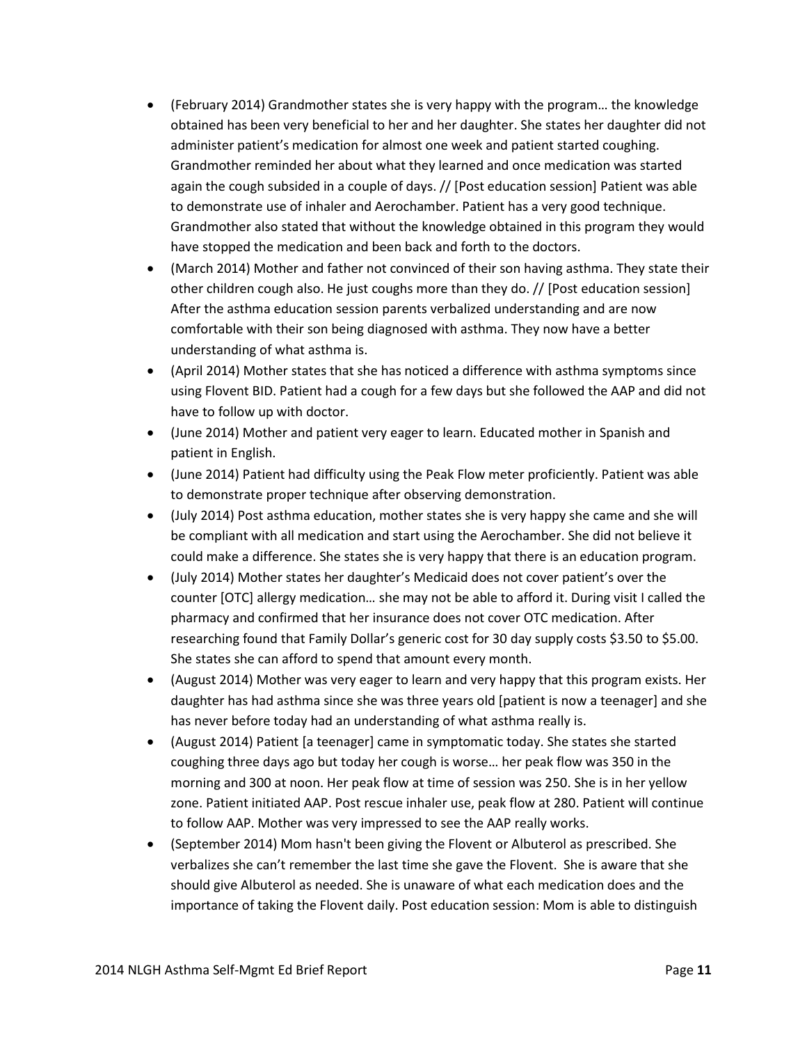- (February 2014) Grandmother states she is very happy with the program… the knowledge obtained has been very beneficial to her and her daughter. She states her daughter did not administer patient's medication for almost one week and patient started coughing. Grandmother reminded her about what they learned and once medication was started again the cough subsided in a couple of days. // [Post education session] Patient was able to demonstrate use of inhaler and Aerochamber. Patient has a very good technique. Grandmother also stated that without the knowledge obtained in this program they would have stopped the medication and been back and forth to the doctors.
- (March 2014) Mother and father not convinced of their son having asthma. They state their other children cough also. He just coughs more than they do. // [Post education session] After the asthma education session parents verbalized understanding and are now comfortable with their son being diagnosed with asthma. They now have a better understanding of what asthma is.
- (April 2014) Mother states that she has noticed a difference with asthma symptoms since using Flovent BID. Patient had a cough for a few days but she followed the AAP and did not have to follow up with doctor.
- (June 2014) Mother and patient very eager to learn. Educated mother in Spanish and patient in English.
- (June 2014) Patient had difficulty using the Peak Flow meter proficiently. Patient was able to demonstrate proper technique after observing demonstration.
- (July 2014) Post asthma education, mother states she is very happy she came and she will be compliant with all medication and start using the Aerochamber. She did not believe it could make a difference. She states she is very happy that there is an education program.
- (July 2014) Mother states her daughter's Medicaid does not cover patient's over the counter [OTC] allergy medication… she may not be able to afford it. During visit I called the pharmacy and confirmed that her insurance does not cover OTC medication. After researching found that Family Dollar's generic cost for 30 day supply costs $3.50 to $5.00. She states she can afford to spend that amount every month.
- (August 2014) Mother was very eager to learn and very happy that this program exists. Her daughter has had asthma since she was three years old [patient is now a teenager] and she has never before today had an understanding of what asthma really is.
- (August 2014) Patient [a teenager] came in symptomatic today. She states she started coughing three days ago but today her cough is worse… her peak flow was 350 in the morning and 300 at noon. Her peak flow at time of session was 250. She is in her yellow zone. Patient initiated AAP. Post rescue inhaler use, peak flow at 280. Patient will continue to follow AAP. Mother was very impressed to see the AAP really works.
- (September 2014) Mom hasn't been giving the Flovent or Albuterol as prescribed. She verbalizes she can't remember the last time she gave the Flovent. She is aware that she should give Albuterol as needed. She is unaware of what each medication does and the importance of taking the Flovent daily. Post education session: Mom is able to distinguish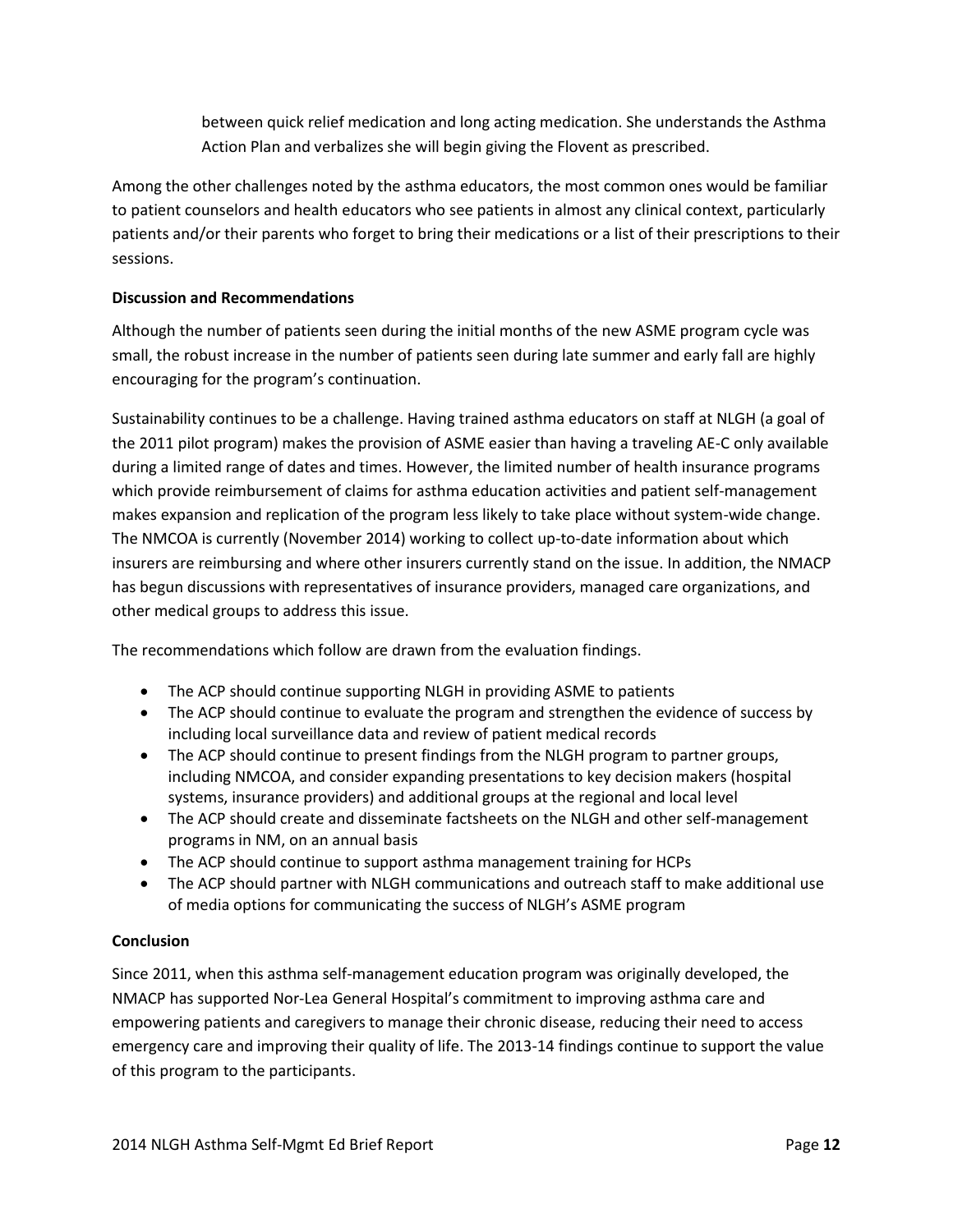between quick relief medication and long acting medication. She understands the Asthma Action Plan and verbalizes she will begin giving the Flovent as prescribed.

Among the other challenges noted by the asthma educators, the most common ones would be familiar to patient counselors and health educators who see patients in almost any clinical context, particularly patients and/or their parents who forget to bring their medications or a list of their prescriptions to their sessions.

**Discussion and Recommendations**

Although the number of patients seen during the initial months of the new ASME program cycle was small, the robust increase in the number of patients seen during late summer and early fall are highly encouraging for the program's continuation.

Sustainability continues to be a challenge. Having trained asthma educators on staff at NLGH (a goal of the 2011 pilot program) makes the provision of ASME easier than having a traveling AE-C only available during a limited range of dates and times. However, the limited number of health insurance programs which provide reimbursement of claims for asthma education activities and patient self-management makes expansion and replication of the program less likely to take place without system-wide change. The NMCOA is currently (November 2014) working to collect up-to-date information about which insurers are reimbursing and where other insurers currently stand on the issue. In addition, the NMACP has begun discussions with representatives of insurance providers, managed care organizations, and other medical groups to address this issue.

The recommendations which follow are drawn from the evaluation findings.

- The ACP should continue supporting NLGH in providing ASME to patients
- The ACP should continue to evaluate the program and strengthen the evidence of success by including local surveillance data and review of patient medical records
- The ACP should continue to present findings from the NLGH program to partner groups, including NMCOA, and consider expanding presentations to key decision makers (hospital systems, insurance providers) and additional groups at the regional and local level
- The ACP should create and disseminate factsheets on the NLGH and other self-management programs in NM, on an annual basis
- The ACP should continue to support asthma management training for HCPs
- The ACP should partner with NLGH communications and outreach staff to make additional use of media options for communicating the success of NLGH's ASME program

**Conclusion**

Since 2011, when this asthma self-management education program was originally developed, the NMACP has supported Nor-Lea General Hospital's commitment to improving asthma care and empowering patients and caregivers to manage their chronic disease, reducing their need to access emergency care and improving their quality of life. The 2013-14 findings continue to support the value of this program to the participants.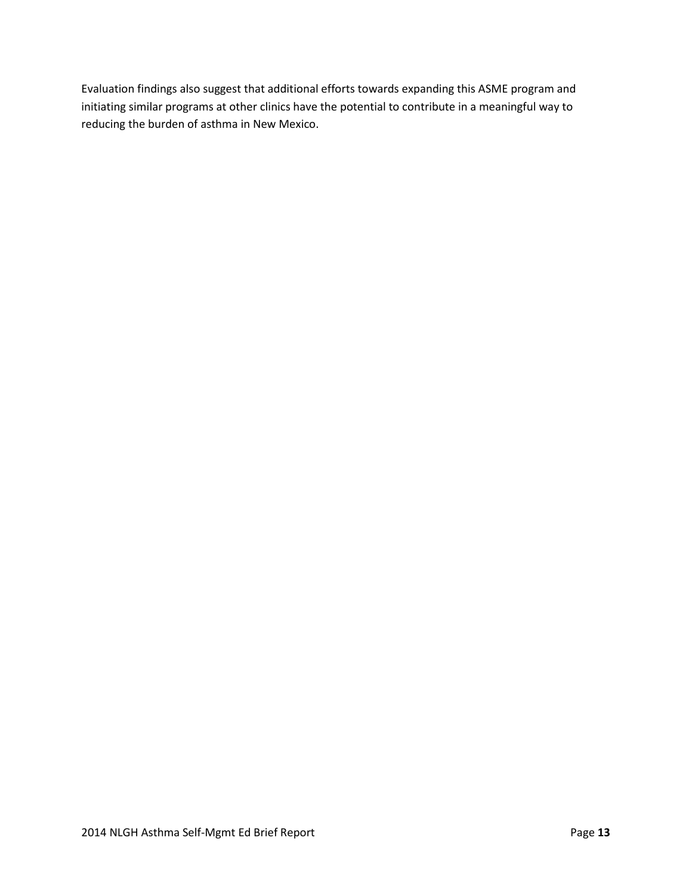Evaluation findings also suggest that additional efforts towards expanding this ASME program and initiating similar programs at other clinics have the potential to contribute in a meaningful way to reducing the burden of asthma in New Mexico.